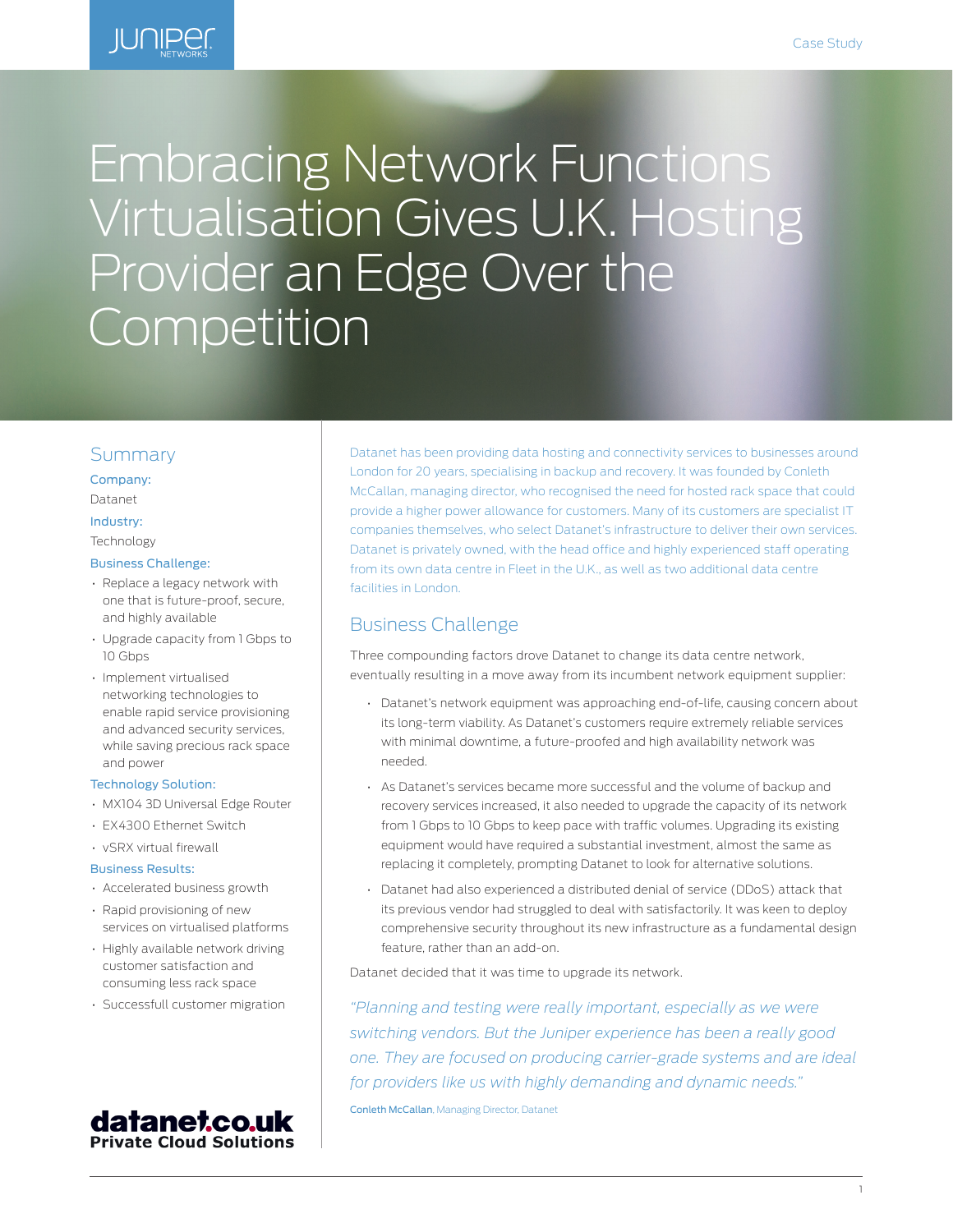# Embracing Network Functions Virtualisation Gives U.K. Hosting Provider an Edge Over the Competition

## Summary

**Company:**

Datanet

**Industry:**

Technology

**Business Challenge:**

- Replace a legacy network with one that is future-proof, secure, and highly available
- Upgrade capacity from 1 Gbps to 10 Gbps
- Implement virtualised networking technologies to enable rapid service provisioning and advanced security services, while saving precious rack space and power

**Technology Solution:**

- MX104 3D Universal Edge Router
- EX4300 Ethernet Switch
- vSRX virtual firewall

**Business Results:**

- Accelerated business growth
- Rapid provisioning of new services on virtualised platforms
- Highly available network driving customer satisfaction and consuming less rack space
- Successfull customer migration

datanet.co.uk
Private Cloud Solutions

Datanet has been providing data hosting and connectivity services to businesses around London for 20 years, specialising in backup and recovery. It was founded by Conleth McCallan, managing director, who recognised the need for hosted rack space that could provide a higher power allowance for customers. Many of its customers are specialist IT companies themselves, who select Datanet's infrastructure to deliver their own services. Datanet is privately owned, with the head office and highly experienced staff operating from its own data centre in Fleet in the U.K., as well as two additional data centre facilities in London.

## Business Challenge

Three compounding factors drove Datanet to change its data centre network, eventually resulting in a move away from its incumbent network equipment supplier:

- Datanet's network equipment was approaching end-of-life, causing concern about its long-term viability. As Datanet's customers require extremely reliable services with minimal downtime, a future-proofed and high availability network was needed.
- As Datanet's services became more successful and the volume of backup and recovery services increased, it also needed to upgrade the capacity of its network from 1 Gbps to 10 Gbps to keep pace with traffic volumes. Upgrading its existing equipment would have required a substantial investment, almost the same as replacing it completely, prompting Datanet to look for alternative solutions.
- Datanet had also experienced a distributed denial of service (DDoS) attack that its previous vendor had struggled to deal with satisfactorily. It was keen to deploy comprehensive security throughout its new infrastructure as a fundamental design feature, rather than an add-on.

Datanet decided that it was time to upgrade its network.

*"Planning and testing were really important, especially as we were switching vendors. But the Juniper experience has been a really good one. They are focused on producing carrier-grade systems and are ideal for providers like us with highly demanding and dynamic needs."*

Conleth McCallan, Managing Director, Datanet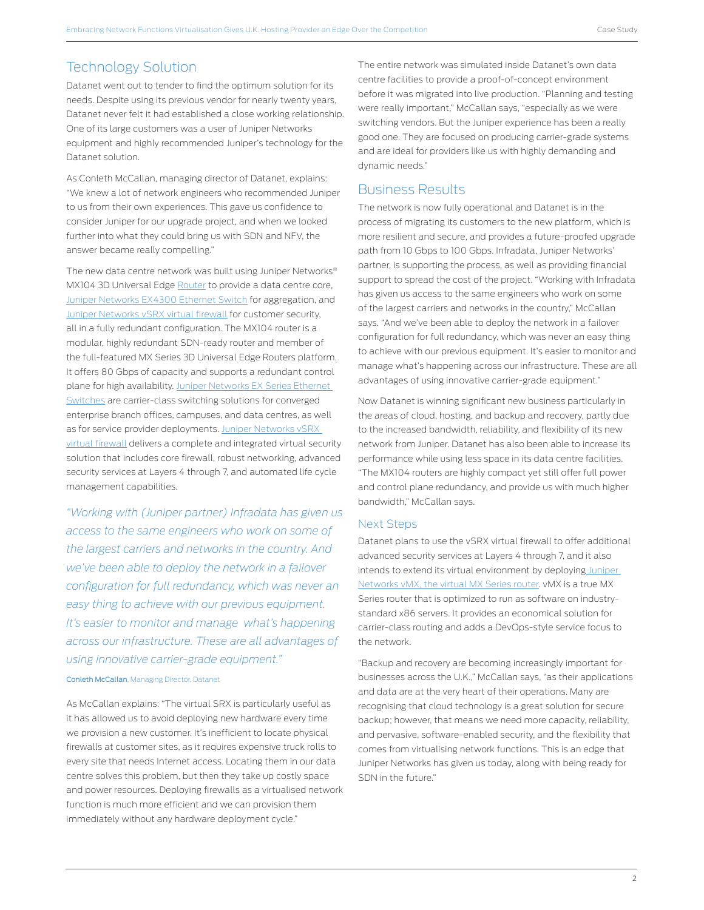## Technology Solution

Datanet went out to tender to find the optimum solution for its needs. Despite using its previous vendor for nearly twenty years, Datanet never felt it had established a close working relationship. One of its large customers was a user of Juniper Networks equipment and highly recommended Juniper's technology for the Datanet solution.

As Conleth McCallan, managing director of Datanet, explains: "We knew a lot of network engineers who recommended Juniper to us from their own experiences. This gave us confidence to consider Juniper for our upgrade project, and when we looked further into what they could bring us with SDN and NFV, the answer became really compelling."

The new data centre network was built using Juniper Networks® MX104 3D Universal Edge Router to provide a data centre core, Juniper Networks EX4300 Ethernet Switch for aggregation, and Juniper Networks vSRX virtual firewall for customer security, all in a fully redundant configuration. The MX104 router is a modular, highly redundant SDN-ready router and member of the full-featured MX Series 3D Universal Edge Routers platform. It offers 80 Gbps of capacity and supports a redundant control plane for high availability. Juniper Networks EX Series Ethernet Switches are carrier-class switching solutions for converged enterprise branch offices, campuses, and data centres, as well as for service provider deployments. Juniper Networks vSRX virtual firewall delivers a complete and integrated virtual security solution that includes core firewall, robust networking, advanced security services at Layers 4 through 7, and automated life cycle management capabilities.

*"Working with (Juniper partner) Infradata has given us access to the same engineers who work on some of the largest carriers and networks in the country. And we've been able to deploy the network in a failover configuration for full redundancy, which was never an easy thing to achieve with our previous equipment. It's easier to monitor and manage what's happening across our infrastructure. These are all advantages of using innovative carrier-grade equipment."*

**Conleth McCallan**, Managing Director, Datanet

As McCallan explains: "The virtual SRX is particularly useful as it has allowed us to avoid deploying new hardware every time we provision a new customer. It's inefficient to locate physical firewalls at customer sites, as it requires expensive truck rolls to every site that needs Internet access. Locating them in our data centre solves this problem, but then they take up costly space and power resources. Deploying firewalls as a virtualised network function is much more efficient and we can provision them immediately without any hardware deployment cycle."

The entire network was simulated inside Datanet's own data centre facilities to provide a proof-of-concept environment before it was migrated into live production. "Planning and testing were really important," McCallan says, "especially as we were switching vendors. But the Juniper experience has been a really good one. They are focused on producing carrier-grade systems and are ideal for providers like us with highly demanding and dynamic needs."

## Business Results

The network is now fully operational and Datanet is in the process of migrating its customers to the new platform, which is more resilient and secure, and provides a future-proofed upgrade path from 10 Gbps to 100 Gbps. Infradata, Juniper Networks' partner, is supporting the process, as well as providing financial support to spread the cost of the project. "Working with Infradata has given us access to the same engineers who work on some of the largest carriers and networks in the country," McCallan says. "And we've been able to deploy the network in a failover configuration for full redundancy, which was never an easy thing to achieve with our previous equipment. It's easier to monitor and manage what's happening across our infrastructure. These are all advantages of using innovative carrier-grade equipment."

Now Datanet is winning significant new business particularly in the areas of cloud, hosting, and backup and recovery, partly due to the increased bandwidth, reliability, and flexibility of its new network from Juniper. Datanet has also been able to increase its performance while using less space in its data centre facilities. "The MX104 routers are highly compact yet still offer full power and control plane redundancy, and provide us with much higher bandwidth," McCallan says.

### Next Steps

Datanet plans to use the vSRX virtual firewall to offer additional advanced security services at Layers 4 through 7, and it also intends to extend its virtual environment by deploying Juniper Networks vMX, the virtual MX Series router. vMX is a true MX Series router that is optimized to run as software on industry-standard x86 servers. It provides an economical solution for carrier-class routing and adds a DevOps-style service focus to the network.

"Backup and recovery are becoming increasingly important for businesses across the U.K.," McCallan says, "as their applications and data are at the very heart of their operations. Many are recognising that cloud technology is a great solution for secure backup; however, that means we need more capacity, reliability, and pervasive, software-enabled security, and the flexibility that comes from virtualising network functions. This is an edge that Juniper Networks has given us today, along with being ready for SDN in the future."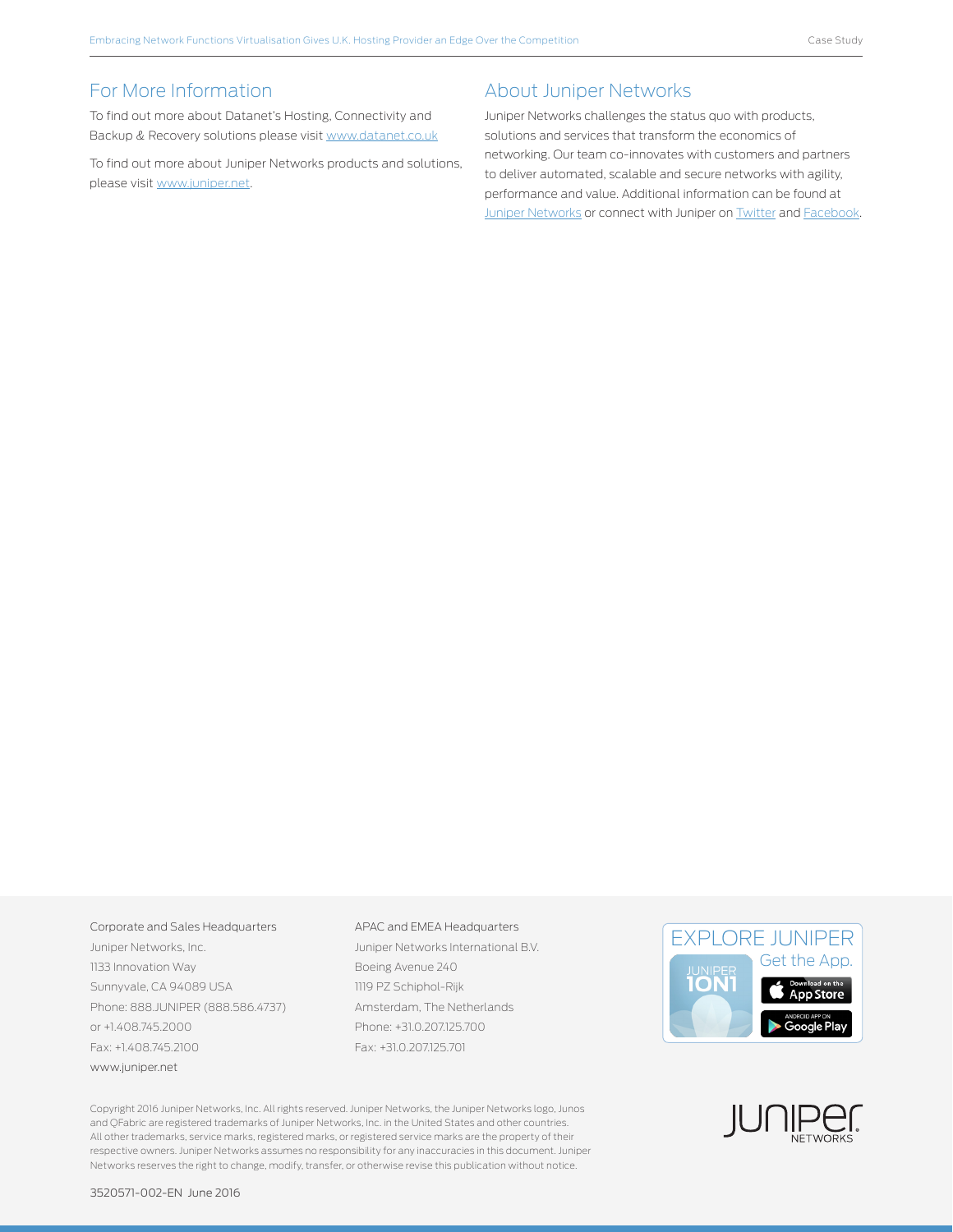## For More Information

To find out more about Datanet's Hosting, Connectivity and Backup & Recovery solutions please visit www.datanet.co.uk

To find out more about Juniper Networks products and solutions, please visit www.juniper.net.

## About Juniper Networks

Juniper Networks challenges the status quo with products, solutions and services that transform the economics of networking. Our team co-innovates with customers and partners to deliver automated, scalable and secure networks with agility, performance and value. Additional information can be found at Juniper Networks or connect with Juniper on Twitter and Facebook.

Corporate and Sales Headquarters
Juniper Networks, Inc.
1133 Innovation Way
Sunnyvale, CA 94089 USA
Phone: 888.JUNIPER (888.586.4737)
or +1.408.745.2000
Fax: +1.408.745.2100
www.juniper.net

APAC and EMEA Headquarters
Juniper Networks International B.V.
Boeing Avenue 240
1119 PZ Schiphol-Rijk
Amsterdam, The Netherlands
Phone: +31.0.207.125.700
Fax: +31.0.207.125.701

EXPLORE JUNIPER
Get the App.

Copyright 2016 Juniper Networks, Inc. All rights reserved. Juniper Networks, the Juniper Networks logo, Junos and QFabric are registered trademarks of Juniper Networks, Inc. in the United States and other countries. All other trademarks, service marks, registered marks, or registered service marks are the property of their respective owners. Juniper Networks assumes no responsibility for any inaccuracies in this document. Juniper Networks reserves the right to change, modify, transfer, or otherwise revise this publication without notice.

3520571-002-EN June 2016